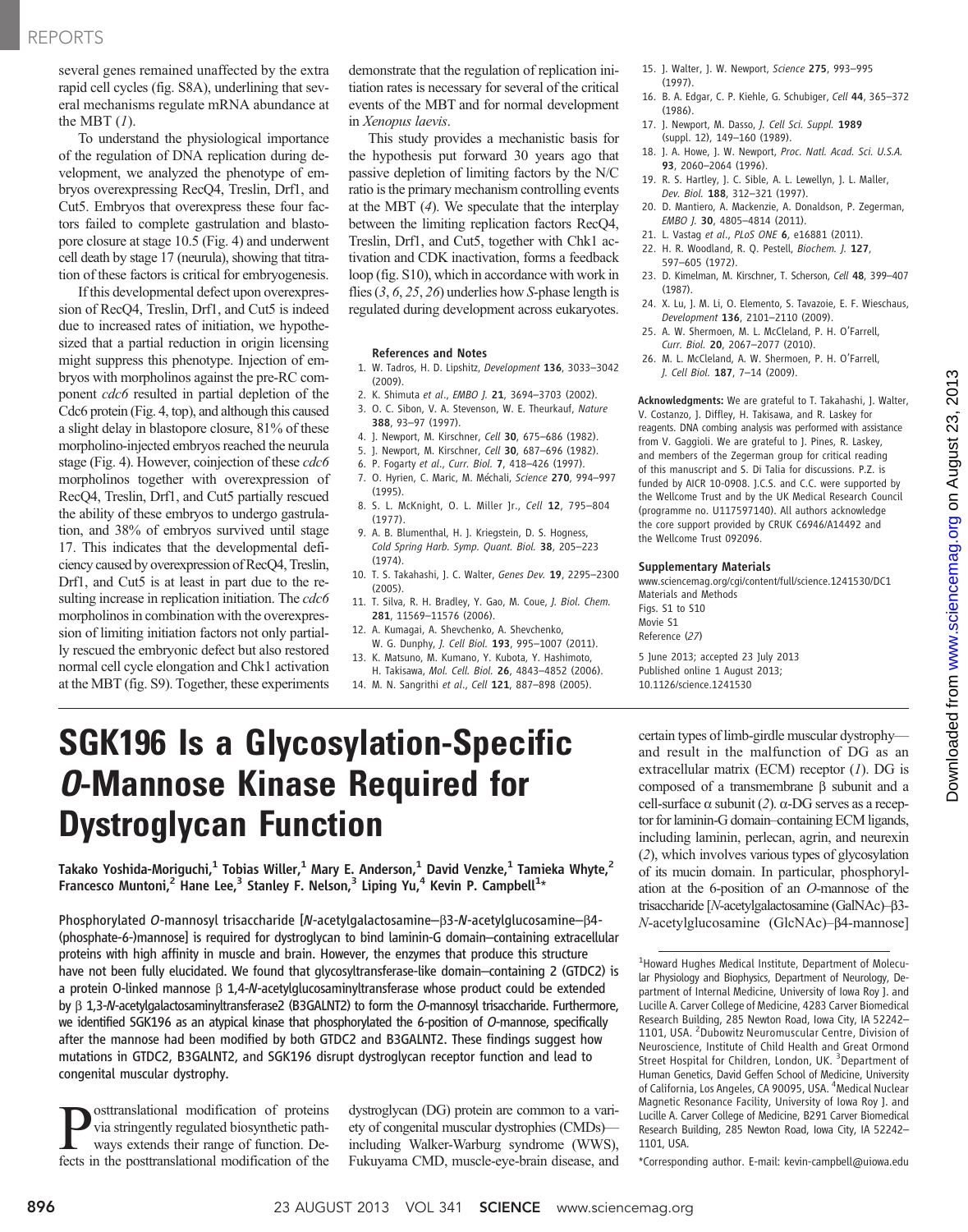several genes remained unaffected by the extra rapid cell cycles (fig. S8A), underlining that several mechanisms regulate mRNA abundance at the MBT (*1*).

To understand the physiological importance of the regulation of DNA replication during development, we analyzed the phenotype of embryos overexpressing RecQ4, Treslin, Drf1, and Cut5. Embryos that overexpress these four factors failed to complete gastrulation and blastopore closure at stage 10.5 (Fig. 4) and underwent cell death by stage 17 (neurula), showing that titration of these factors is critical for embryogenesis.

If this developmental defect upon overexpression of RecQ4, Treslin, Drf1, and Cut5 is indeed due to increased rates of initiation, we hypothesized that a partial reduction in origin licensing might suppress this phenotype. Injection of embryos with morpholinos against the pre-RC component *cdc6* resulted in partial depletion of the Cdc6 protein (Fig. 4, top), and although this caused a slight delay in blastopore closure, 81% of these morpholino-injected embryos reached the neurula stage (Fig. 4). However, coinjection of these *cdc6* morpholinos together with overexpression of RecQ4, Treslin, Drf1, and Cut5 partially rescued the ability of these embryos to undergo gastrulation, and 38% of embryos survived until stage 17. This indicates that the developmental deficiency caused by overexpression of RecQ4, Treslin, Drf1, and Cut5 is at least in part due to the resulting increase in replication initiation. The *cdc6* morpholinos in combination with the overexpression of limiting initiation factors not only partially rescued the embryonic defect but also restored normal cell cycle elongation and Chk1 activation at the MBT (fig. S9). Together, these experiments demonstrate that the regulation of replication initiation rates is necessary for several of the critical events of the MBT and for normal development in *Xenopus laevis*.

This study provides a mechanistic basis for the hypothesis put forward 30 years ago that passive depletion of limiting factors by the N/C ratio is the primary mechanism controlling events at the MBT (*4*). We speculate that the interplay between the limiting replication factors RecQ4, Treslin, Drf1, and Cut5, together with Chk1 activation and CDK inactivation, forms a feedback loop (fig. S10), which in accordance with work in flies (*3*, *6*, *25*, *26*) underlies how *S*-phase length is regulated during development across eukaryotes.

### References and Notes

1. W. Tadros, H. D. Lipshitz, *Development* **136**, 3033–3042 (2009).
2. K. Shimuta *et al*., *EMBO J.* **21**, 3694–3703 (2002).
3. O. C. Sibon, V. A. Stevenson, W. E. Theurkauf, *Nature* **388**, 93–97 (1997).
4. J. Newport, M. Kirschner, *Cell* **30**, 675–686 (1982).
5. J. Newport, M. Kirschner, *Cell* **30**, 687–696 (1982).
6. P. Fogarty *et al*., *Curr. Biol.* **7**, 418–426 (1997).
7. O. Hyrien, C. Maric, M. Méchali, *Science* **270**, 994–997 (1995).
8. S. L. McKnight, O. L. Miller Jr., *Cell* **12**, 795–808 (1977).
9. A. B. Blumenthal, H. J. Kriegstein, D. S. Hogness, *Cold Spring Harb. Symp. Quant. Biol.* **38**, 205–223 (1974).
10. T. S. Takahashi, J. C. Walter, *Genes Dev.* **19**, 2295–2300 (2005).
11. T. Silva, R. H. Bradley, Y. Gao, M. Coue, *J. Biol. Chem.* **281**, 11569–11576 (2006).
12. A. Kumagai, A. Shevchenko, A. Shevchenko, W. G. Dunphy, *J. Cell Biol.* **193**, 995–1007 (2011).
13. K. Matsuno, M. Kumano, Y. Kubota, Y. Hashimoto, H. Takisawa, *Mol. Cell. Biol.* **26**, 4843–4852 (2006).
14. M. N. Sangrithi *et al*., *Cell* **121**, 887–898 (2005).
15. J. Walter, J. W. Newport, *Science* **275**, 993–995 (1997).
16. B. A. Edgar, C. P. Kiehle, G. Schubiger, *Cell* **44**, 365–372 (1986).
17. J. Newport, M. Dasso, *J. Cell Sci. Suppl.* **1989** (suppl. 12), 149–160 (1989).
18. J. A. Howe, J. W. Newport, *Proc. Natl. Acad. Sci. U.S.A.* **93**, 2060–2064 (1996).
19. R. S. Hartley, J. C. Sible, A. L. Lewellyn, J. L. Maller, *Dev. Biol.* **188**, 312–321 (1997).
20. D. Mantiero, A. Mackenzie, A. Donaldson, P. Zegerman, *EMBO J.* **30**, 4805–4814 (2011).
21. L. Vastag *et al*., *PLoS ONE* **6**, e16881 (2011).
22. H. R. Woodland, R. Q. Pestell, *Biochem. J.* **127**, 597–605 (1972).
23. D. Kimelman, M. Kirschner, T. Scherson, *Cell* **48**, 399–407 (1987).
24. X. Lu, J. M. Li, O. Elemento, S. Tavazoie, E. F. Wieschaus, *Development* **136**, 2101–2110 (2009).
25. A. W. Shermoen, M. L. McCleland, P. H. O'Farrell, *Curr. Biol.* **20**, 2067–2077 (2010).
26. M. L. McCleland, A. W. Shermoen, P. H. O'Farrell, *J. Cell Biol.* **187**, 7–14 (2009).

**Acknowledgments:** We are grateful to T. Takahashi, J. Walter, V. Costanzo, J. Diffley, H. Takisawa, and R. Laskey for reagents. DNA combing analysis was performed with assistance from V. Gaggioli. We are grateful to J. Pines, R. Laskey, and members of the Zegerman group for critical reading of this manuscript and S. Di Talia for discussions. P.Z. is funded by AICR 10-0908. J.C.S. and C.C. were supported by the Wellcome Trust and by the UK Medical Research Council (programme no. U117597140). All authors acknowledge the core support provided by CRUK C6946/A14492 and the Wellcome Trust 092096.

**Supplementary Materials**

www.sciencemag.org/cgi/content/full/science.1241530/DC1
Materials and Methods
Figs. S1 to S10
Movie S1
Reference (*27*)

5 June 2013; accepted 23 July 2013
Published online 1 August 2013;
10.1126/science.1241530

# SGK196 Is a Glycosylation-Specific *O*-Mannose Kinase Required for Dystroglycan Function

**Takako Yoshida-Moriguchi,[1] Tobias Willer,[1] Mary E. Anderson,[1] David Venzke,[1] Tamieka Whyte,[2] Francesco Muntoni,[2] Hane Lee,[3] Stanley F. Nelson,[3] Liping Yu,[4] Kevin P. Campbell[1]***

**Phosphorylated *O*-mannosyl trisaccharide [*N*-acetylgalactosamine–β3-*N*-acetylglucosamine–β4-(phosphate-6-)mannose] is required for dystroglycan to bind laminin-G domain–containing extracellular proteins with high affinity in muscle and brain. However, the enzymes that produce this structure have not been fully elucidated. We found that glycosyltransferase-like domain–containing 2 (GTDC2) is a protein O-linked mannose β 1,4-*N*-acetylglucosaminyltransferase whose product could be extended by β 1,3-*N*-acetylgalactosaminyltransferase2 (B3GALNT2) to form the *O*-mannosyl trisaccharide. Furthermore, we identified SGK196 as an atypical kinase that phosphorylated the 6-position of *O*-mannose, specifically after the mannose had been modified by both GTDC2 and B3GALNT2. These findings suggest how mutations in GTDC2, B3GALNT2, and SGK196 disrupt dystroglycan receptor function and lead to congenital muscular dystrophy.**

Posttranslational modification of proteins via stringently regulated biosynthetic pathways extends their range of function. Defects in the posttranslational modification of the dystroglycan (DG) protein are common to a variety of congenital muscular dystrophies (CMDs)—including Walker-Warburg syndrome (WWS), Fukuyama CMD, muscle-eye-brain disease, and certain types of limb-girdle muscular dystrophy—and result in the malfunction of DG as an extracellular matrix (ECM) receptor (*1*). DG is composed of a transmembrane β subunit and a cell-surface α subunit (*2*). α-DG serves as a receptor for laminin-G domain–containing ECM ligands, including laminin, perlecan, agrin, and neurexin (*2*), which involves various types of glycosylation of its mucin domain. In particular, phosphorylation at the 6-position of an *O*-mannose of the trisaccharide [*N*-acetylgalactosamine (GalNAc)–β3-*N*-acetylglucosamine (GlcNAc)–β4-mannose]

[1]Howard Hughes Medical Institute, Department of Molecular Physiology and Biophysics, Department of Neurology, Department of Internal Medicine, University of Iowa Roy J. and Lucille A. Carver College of Medicine, 4283 Carver Biomedical Research Building, 285 Newton Road, Iowa City, IA 52242–1101, USA. [2]Dubowitz Neuromuscular Centre, Division of Neuroscience, Institute of Child Health and Great Ormond Street Hospital for Children, London, UK. [3]Department of Human Genetics, David Geffen School of Medicine, University of California, Los Angeles, CA 90095, USA. [4]Nuclear Magnetic Resonance Facility, University of Iowa Roy J. and Lucille A. Carver College of Medicine, B291 Carver Biomedical Research Building, 285 Newton Road, Iowa City, IA 52242–1101, USA.

*Corresponding author. E-mail: kevin-campbell@uiowa.edu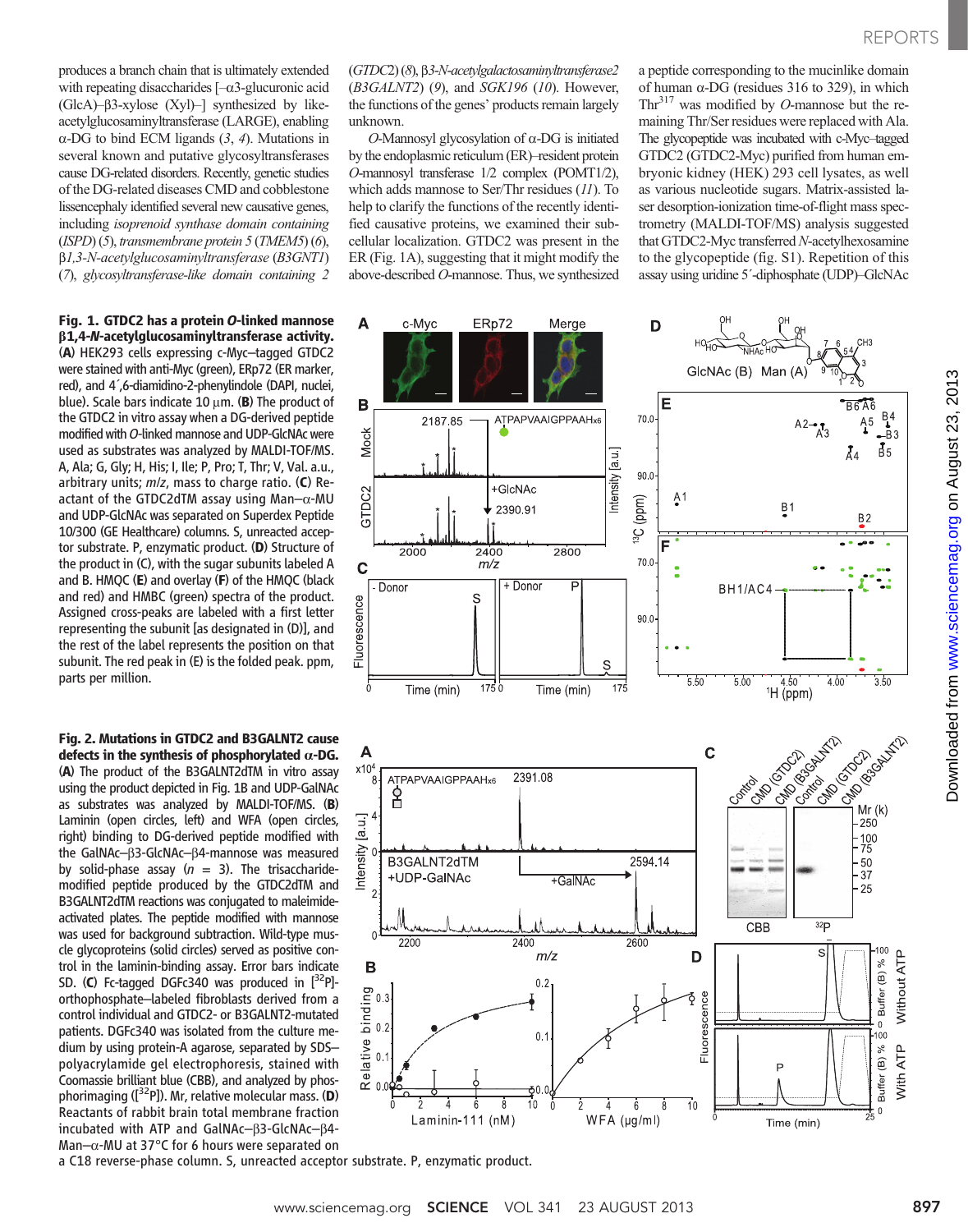produces a branch chain that is ultimately extended with repeating disaccharides [–α3-glucuronic acid (GlcA)–β3-xylose (Xyl)–] synthesized by like-acetylglucosaminyltransferase (LARGE), enabling α-DG to bind ECM ligands (3, 4). Mutations in several known and putative glycosyltransferases cause DG-related disorders. Recently, genetic studies of the DG-related diseases CMD and cobblestone lissencephaly identified several new causative genes, including *isoprenoid synthase domain containing* (*ISPD*) (5), *transmembrane protein 5* (*TMEM5*) (6), *β1,3-N-acetylglucosaminyltransferase* (*B3GNT1*) (7), *glycosyltransferase-like domain containing 2* (*GTDC2*) (8), *β3-N-acetylgalactosaminyltransferase2* (*B3GALNT2*) (9), and *SGK196* (10). However, the functions of the genes' products remain largely unknown.

*O*-Mannosyl glycosylation of α-DG is initiated by the endoplasmic reticulum (ER)–resident protein *O*-mannosyl transferase 1/2 complex (POMT1/2), which adds mannose to Ser/Thr residues (11). To help to clarify the functions of the recently identified causative proteins, we examined their subcellular localization. GTDC2 was present in the ER (Fig. 1A), suggesting that it might modify the above-described *O*-mannose. Thus, we synthesized a peptide corresponding to the mucinlike domain of human α-DG (residues 316 to 329), in which Thr[317] was modified by *O*-mannose but the remaining Thr/Ser residues were replaced with Ala. The glycopeptide was incubated with c-Myc–tagged GTDC2 (GTDC2-Myc) purified from human embryonic kidney (HEK) 293 cell lysates, as well as various nucleotide sugars. Matrix-assisted laser desorption-ionization time-of-flight mass spectrometry (MALDI-TOF/MS) analysis suggested that GTDC2-Myc transferred *N*-acetylhexosamine to the glycopeptide (fig. S1). Repetition of this assay using uridine 5′-diphosphate (UDP)–GlcNAc

**Fig. 1. GTDC2 has a protein *O*-linked mannose β1,4-*N*-acetylglucosaminyltransferase activity.** (**A**) HEK293 cells expressing c-Myc–tagged GTDC2 were stained with anti-Myc (green), ERp72 (ER marker, red), and 4′,6-diamidino-2-phenylindole (DAPI, nuclei, blue). Scale bars indicate 10 μm. (**B**) The product of the GTDC2 in vitro assay when a DG-derived peptide modified with *O*-linked mannose and UDP-GlcNAc were used as substrates was analyzed by MALDI-TOF/MS. A, Ala; G, Gly; H, His; I, Ile; P, Pro; T, Thr; V, Val. a.u., arbitrary units; *m/z*, mass to charge ratio. (**C**) Reactant of the GTDC2dTM assay using Man–α-MU and UDP-GlcNAc was separated on Superdex Peptide 10/300 (GE Healthcare) columns. S, unreacted acceptor substrate. P, enzymatic product. (**D**) Structure of the product in (C), with the sugar subunits labeled A and B. HMQC (**E**) and overlay (**F**) of the HMQC (black and red) and HMBC (green) spectra of the product. Assigned cross-peaks are labeled with a first letter representing the subunit [as designated in (D)], and the rest of the label represents the position on that subunit. The red peak in (E) is the folded peak. ppm, parts per million.

**Fig. 2. Mutations in GTDC2 and B3GALNT2 cause defects in the synthesis of phosphorylated α-DG.** (**A**) The product of the B3GALNT2dTM in vitro assay using the product depicted in Fig. 1B and UDP-GalNAc as substrates was analyzed by MALDI-TOF/MS. (**B**) Laminin (open circles, left) and WFA (open circles, right) binding to DG-derived peptide modified with the GalNAc–β3-GlcNAc–β4-mannose was measured by solid-phase assay ($n$ = 3). The trisaccharide-modified peptide produced by the GTDC2dTM and B3GALNT2dTM reactions was conjugated to maleimide-activated plates. The peptide modified with mannose was used for background subtraction. Wild-type muscle glycoproteins (solid circles) served as positive control in the laminin-binding assay. Error bars indicate SD. (**C**) Fc-tagged DGFc340 was produced in [$^{32}$P]-orthophosphate–labeled fibroblasts derived from a control individual and GTDC2- or B3GALNT2-mutated patients. DGFc340 was isolated from the culture medium by using protein-A agarose, separated by SDS–polyacrylamide gel electrophoresis, stained with Coomassie brilliant blue (CBB), and analyzed by phosphorimaging ([$^{32}$P]). Mr, relative molecular mass. (**D**) Reactants of rabbit brain total membrane fraction incubated with ATP and GalNAc–β3-GlcNAc–β4-Man–α-MU at 37°C for 6 hours were separated on a C18 reverse-phase column. S, unreacted acceptor substrate. P, enzymatic product.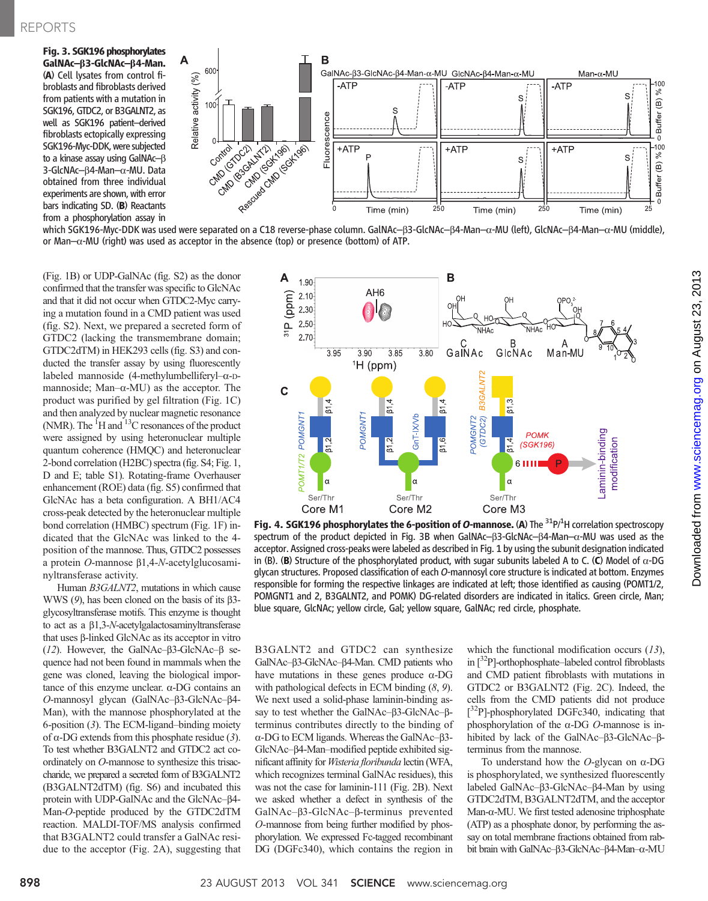**Fig. 3. SGK196 phosphorylates GalNAc–β3-GlcNAc–β4-Man.** (**A**) Cell lysates from control fibroblasts and fibroblasts derived from patients with a mutation in SGK196, GTDC2, or B3GALNT2, as well as SGK196 patient–derived fibroblasts ectopically expressing SGK196-Myc-DDK, were subjected to a kinase assay using GalNAc–β3-GlcNAc–β4-Man–α-MU. Data obtained from three individual experiments are shown, with error bars indicating SD. (**B**) Reactants from a phosphorylation assay in which SGK196-Myc-DDK was used were separated on a C18 reverse-phase column. GalNAc–β3-GlcNAc–β4-Man–α-MU (left), GlcNAc–β4-Man–α-MU (middle), or Man–α-MU (right) was used as acceptor in the absence (top) or presence (bottom) of ATP.

(Fig. 1B) or UDP-GalNAc (fig. S2) as the donor confirmed that the transfer was specific to GlcNAc and that it did not occur when GTDC2-Myc carrying a mutation found in a CMD patient was used (fig. S2). Next, we prepared a secreted form of GTDC2 (lacking the transmembrane domain; GTDC2dTM) in HEK293 cells (fig. S3) and conducted the transfer assay by using fluorescently labeled mannoside (4-methylumbelliferyl–α-D-mannoside; Man–α-MU) as the acceptor. The product was purified by gel filtration (Fig. 1C) and then analyzed by nuclear magnetic resonance (NMR). The $^{1}$H and $^{13}$C resonances of the product were assigned by using heteronuclear multiple quantum coherence (HMQC) and heteronuclear 2-bond correlation (H2BC) spectra (fig. S4; Fig. 1, D and E; table S1). Rotating-frame Overhauser enhancement (ROE) data (fig. S5) confirmed that GlcNAc has a beta configuration. A BH1/AC4 cross-peak detected by the heteronuclear multiple bond correlation (HMBC) spectrum (Fig. 1F) indicated that the GlcNAc was linked to the 4-position of the mannose. Thus, GTDC2 possesses a protein *O*-mannose β1,4-*N*-acetylglucosaminyltransferase activity.

Human *B3GALNT2*, mutations in which cause WWS (*9*), has been cloned on the basis of its β3-glycosyltransferase motifs. This enzyme is thought to act as a β1,3-*N*-acetylgalactosaminyltransferase that uses β-linked GlcNAc as its acceptor in vitro (*12*). However, the GalNAc–β3-GlcNAc–β sequence had not been found in mammals when the gene was cloned, leaving the biological importance of this enzyme unclear. α-DG contains an *O*-mannosyl glycan (GalNAc–β3-GlcNAc–β4-Man), with the mannose phosphorylated at the 6-position (*3*). The ECM-ligand–binding moiety of α-DG extends from this phosphate residue (*3*). To test whether B3GALNT2 and GTDC2 act coordinately on *O*-mannose to synthesize this trisaccharide, we prepared a secreted form of B3GALNT2 (B3GALNT2dTM) (fig. S6) and incubated this protein with UDP-GalNAc and the GlcNAc–β4-Man-*O*-peptide produced by the GTDC2dTM reaction. MALDI-TOF/MS analysis confirmed that B3GALNT2 could transfer a GalNAc residue to the acceptor (Fig. 2A), suggesting that

**Fig. 4. SGK196 phosphorylates the 6-position of *O*-mannose.** (**A**) The $^{31}$P/$^{1}$H correlation spectroscopy spectrum of the product depicted in Fig. 3B when GalNAc–β3-GlcNAc–β4-Man–α-MU was used as the acceptor. Assigned cross-peaks were labeled as described in Fig. 1 by using the subunit designation indicated in (B). (**B**) Structure of the phosphorylated product, with sugar subunits labeled A to C. (**C**) Model of α-DG glycan structures. Proposed classification of each *O*-mannosyl core structure is indicated at bottom. Enzymes responsible for forming the respective linkages are indicated at left; those identified as causing (POMT1/2, POMGNT1 and 2, B3GALNT2, and POMK) DG-related disorders are indicated in italics. Green circle, Man; blue square, GlcNAc; yellow circle, Gal; yellow square, GalNAc; red circle, phosphate.

B3GALNT2 and GTDC2 can synthesize GalNAc–β3-GlcNAc–β4-Man. CMD patients who have mutations in these genes produce α-DG with pathological defects in ECM binding (*8*, *9*). We next used a solid-phase laminin-binding assay to test whether the GalNAc–β3-GlcNAc–β-terminus contributes directly to the binding of α-DG to ECM ligands. Whereas the GalNAc–β3-GlcNAc–β4-Man–modified peptide exhibited significant affinity for *Wisteria floribunda* lectin (WFA, which recognizes terminal GalNAc residues), this was not the case for laminin-111 (Fig. 2B). Next we asked whether a defect in synthesis of the GalNAc–β3-GlcNAc–β-terminus prevented *O*-mannose from being further modified by phosphorylation. We expressed Fc-tagged recombinant DG (DGFc340), which contains the region in which the functional modification occurs (*13*), in [$^{32}$P]-orthophosphate–labeled control fibroblasts and CMD patient fibroblasts with mutations in GTDC2 or B3GALNT2 (Fig. 2C). Indeed, the cells from the CMD patients did not produce [$^{32}$P]-phosphorylated DGFc340, indicating that phosphorylation of the α-DG *O*-mannose is inhibited by lack of the GalNAc–β3-GlcNAc–β-terminus from the mannose.

To understand how the *O*-glycan on α-DG is phosphorylated, we synthesized fluorescently labeled GalNAc–β3-GlcNAc–β4-Man by using GTDC2dTM, B3GALNT2dTM, and the acceptor Man–α-MU. We first tested adenosine triphosphate (ATP) as a phosphate donor, by performing the assay on total membrane fractions obtained from rabbit brain with GalNAc–β3-GlcNAc–β4-Man–α-MU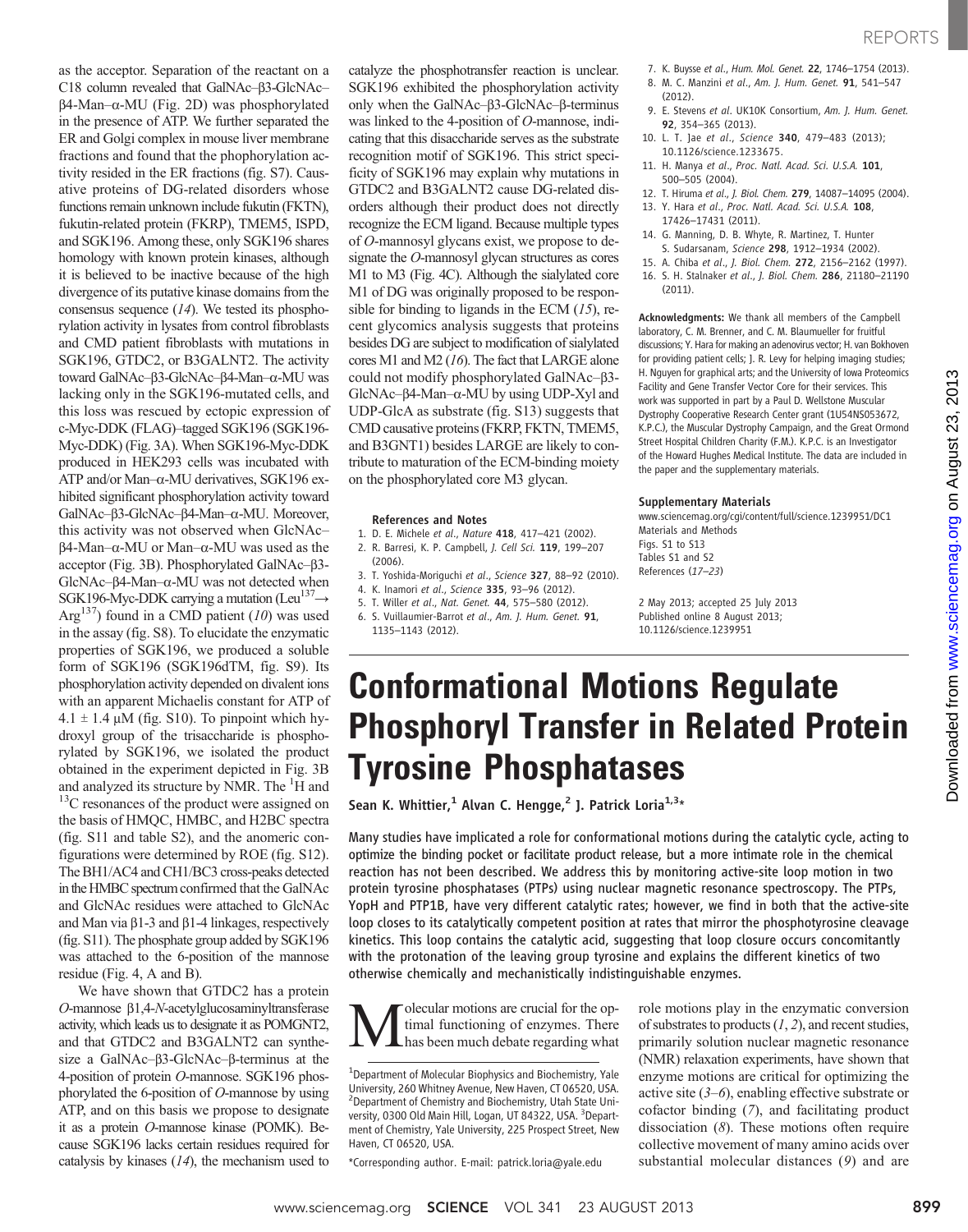as the acceptor. Separation of the reactant on a C18 column revealed that GalNAc–β3-GlcNAc–β4-Man–α-MU (Fig. 2D) was phosphorylated in the presence of ATP. We further separated the ER and Golgi complex in mouse liver membrane fractions and found that the phophorylation activity resided in the ER fractions (fig. S7). Causative proteins of DG-related disorders whose functions remain unknown include fukutin (FKTN), fukutin-related protein (FKRP), TMEM5, ISPD, and SGK196. Among these, only SGK196 shares homology with known protein kinases, although it is believed to be inactive because of the high divergence of its putative kinase domains from the consensus sequence (*14*). We tested its phosphorylation activity in lysates from control fibroblasts and CMD patient fibroblasts with mutations in SGK196, GTDC2, or B3GALNT2. The activity toward GalNAc–β3-GlcNAc–β4-Man–α-MU was lacking only in the SGK196-mutated cells, and this loss was rescued by ectopic expression of c-Myc-DDK (FLAG)–tagged SGK196 (SGK196-Myc-DDK) (Fig. 3A). When SGK196-Myc-DDK produced in HEK293 cells was incubated with ATP and/or Man–α-MU derivatives, SGK196 exhibited significant phosphorylation activity toward GalNAc–β3-GlcNAc–β4-Man–α-MU. Moreover, this activity was not observed when GlcNAc–β4-Man–α-MU or Man–α-MU was used as the acceptor (Fig. 3B). Phosphorylated GalNAc–β3-GlcNAc–β4-Man–α-MU was not detected when SGK196-Myc-DDK carrying a mutation ($Leu^{137}\rightarrow Arg^{137}$) found in a CMD patient (*10*) was used in the assay (fig. S8). To elucidate the enzymatic properties of SGK196, we produced a soluble form of SGK196 (SGK196dTM, fig. S9). Its phosphorylation activity depended on divalent ions with an apparent Michaelis constant for ATP of $4.1 \pm 1.4$ μM (fig. S10). To pinpoint which hydroxyl group of the trisaccharide is phosphorylated by SGK196, we isolated the product obtained in the experiment depicted in Fig. 3B and analyzed its structure by NMR. The $^{1}$H and $^{13}$C resonances of the product were assigned on the basis of HMQC, HMBC, and H2BC spectra (fig. S11 and table S2), and the anomeric configurations were determined by ROE (fig. S12). The BH1/AC4 and CH1/BC3 cross-peaks detected in the HMBC spectrum confirmed that the GalNAc and GlcNAc residues were attached to GlcNAc and Man via β1-3 and β1-4 linkages, respectively (fig. S11). The phosphate group added by SGK196 was attached to the 6-position of the mannose residue (Fig. 4, A and B).

We have shown that GTDC2 has a protein *O*-mannose β1,4-*N*-acetylglucosaminyltransferase activity, which leads us to designate it as POMGNT2, and that GTDC2 and B3GALNT2 can synthesize a GalNAc–β3-GlcNAc–β-terminus at the 4-position of protein *O*-mannose. SGK196 phosphorylated the 6-position of *O*-mannose by using ATP, and on this basis we propose to designate it as a protein *O*-mannose kinase (POMK). Because SGK196 lacks certain residues required for catalysis by kinases (*14*), the mechanism used to catalyze the phosphotransfer reaction is unclear. SGK196 exhibited the phosphorylation activity only when the GalNAc–β3-GlcNAc–β-terminus was linked to the 4-position of *O*-mannose, indicating that this disaccharide serves as the substrate recognition motif of SGK196. This strict specificity of SGK196 may explain why mutations in GTDC2 and B3GALNT2 cause DG-related disorders although their product does not directly recognize the ECM ligand. Because multiple types of *O*-mannosyl glycans exist, we propose to designate the *O*-mannosyl glycan structures as cores M1 to M3 (Fig. 4C). Although the sialylated core M1 of DG was originally proposed to be responsible for binding to ligands in the ECM (*15*), recent glycomics analysis suggests that proteins besides DG are subject to modification of sialylated cores M1 and M2 (*16*). The fact that LARGE alone could not modify phosphorylated GalNAc–β3-GlcNAc–β4-Man–α-MU by using UDP-Xyl and UDP-GlcA as substrate (fig. S13) suggests that CMD causative proteins (FKRP, FKTN, TMEM5, and B3GNT1) besides LARGE are likely to contribute to maturation of the ECM-binding moiety on the phosphorylated core M3 glycan.

### References and Notes

1. D. E. Michele *et al.*, *Nature* **418**, 417–421 (2002).
2. R. Barresi, K. P. Campbell, *J. Cell Sci.* **119**, 199–207 (2006).
3. T. Yoshida-Moriguchi *et al.*, *Science* **327**, 88–92 (2010).
4. K. Inamori *et al.*, *Science* **335**, 93–96 (2012).
5. T. Willer *et al.*, *Nat. Genet.* **44**, 575–580 (2012).
6. S. Vuillaumier-Barrot *et al.*, *Am. J. Hum. Genet.* **91**, 1135–1143 (2012).
7. K. Buysse *et al.*, *Hum. Mol. Genet.* **22**, 1746–1754 (2013).
8. M. C. Manzini *et al.*, *Am. J. Hum. Genet.* **91**, 541–547 (2012).
9. E. Stevens *et al.* UK10K Consortium, *Am. J. Hum. Genet.* **92**, 354–365 (2013).
10. L. T. Jae *et al.*, *Science* **340**, 479–483 (2013); 10.1126/science.1233675.
11. H. Manya *et al.*, *Proc. Natl. Acad. Sci. U.S.A.* **101**, 500–505 (2004).
12. T. Hiruma *et al.*, *J. Biol. Chem.* **279**, 14087–14095 (2004).
13. Y. Hara *et al.*, *Proc. Natl. Acad. Sci. U.S.A.* **108**, 17426–17431 (2011).
14. G. Manning, D. B. Whyte, R. Martinez, T. Hunter S. Sudarsanam, *Science* **298**, 1912–1934 (2002).
15. A. Chiba *et al.*, *J. Biol. Chem.* **272**, 2156–2162 (1997).
16. S. H. Stalnaker *et al.*, *J. Biol. Chem.* **286**, 21180–21190 (2011).

**Acknowledgments:** We thank all members of the Campbell laboratory, C. M. Brenner, and C. M. Blaumueller for fruitful discussions; Y. Hara for making an adenovirus vector; H. van Bokhoven for providing patient cells; J. R. Levy for helping imaging studies; H. Nguyen for graphical arts; and the University of Iowa Proteomics Facility and Gene Transfer Vector Core for their services. This work was supported in part by a Paul D. Wellstone Muscular Dystrophy Cooperative Research Center grant (1U54NS053672, K.P.C.), the Muscular Dystrophy Campaign, and the Great Ormond Street Hospital Children Charity (F.M.). K.P.C. is an Investigator of the Howard Hughes Medical Institute. The data are included in the paper and the supplementary materials.

### Supplementary Materials

www.sciencemag.org/cgi/content/full/science.1239951/DC1
Materials and Methods
Figs. S1 to S13
Tables S1 and S2
References (*17*–*23*)

2 May 2013; accepted 25 July 2013
Published online 8 August 2013;
10.1126/science.1239951

# Conformational Motions Regulate Phosphoryl Transfer in Related Protein Tyrosine Phosphatases

**Sean K. Whittier,[1] Alvan C. Hengge,[2] J. Patrick Loria[1,3]***

Many studies have implicated a role for conformational motions during the catalytic cycle, acting to optimize the binding pocket or facilitate product release, but a more intimate role in the chemical reaction has not been described. We address this by monitoring active-site loop motion in two protein tyrosine phosphatases (PTPs) using nuclear magnetic resonance spectroscopy. The PTPs, YopH and PTP1B, have very different catalytic rates; however, we find in both that the active-site loop closes to its catalytically competent position at rates that mirror the phosphotyrosine cleavage kinetics. This loop contains the catalytic acid, suggesting that loop closure occurs concomitantly with the protonation of the leaving group tyrosine and explains the different kinetics of two otherwise chemically and mechanistically indistinguishable enzymes.

Molecular motions are crucial for the optimal functioning of enzymes. There has been much debate regarding what role motions play in the enzymatic conversion of substrates to products (*1*, *2*), and recent studies, primarily solution nuclear magnetic resonance (NMR) relaxation experiments, have shown that enzyme motions are critical for optimizing the active site (*3*–*6*), enabling effective substrate or cofactor binding (*7*), and facilitating product dissociation (*8*). These motions often require collective movement of many amino acids over substantial molecular distances (*9*) and are

[1]Department of Molecular Biophysics and Biochemistry, Yale University, 260 Whitney Avenue, New Haven, CT 06520, USA. [2]Department of Chemistry and Biochemistry, Utah State University, 0300 Old Main Hill, Logan, UT 84322, USA. [3]Department of Chemistry, Yale University, 225 Prospect Street, New Haven, CT 06520, USA.

*Corresponding author. E-mail: patrick.loria@yale.edu